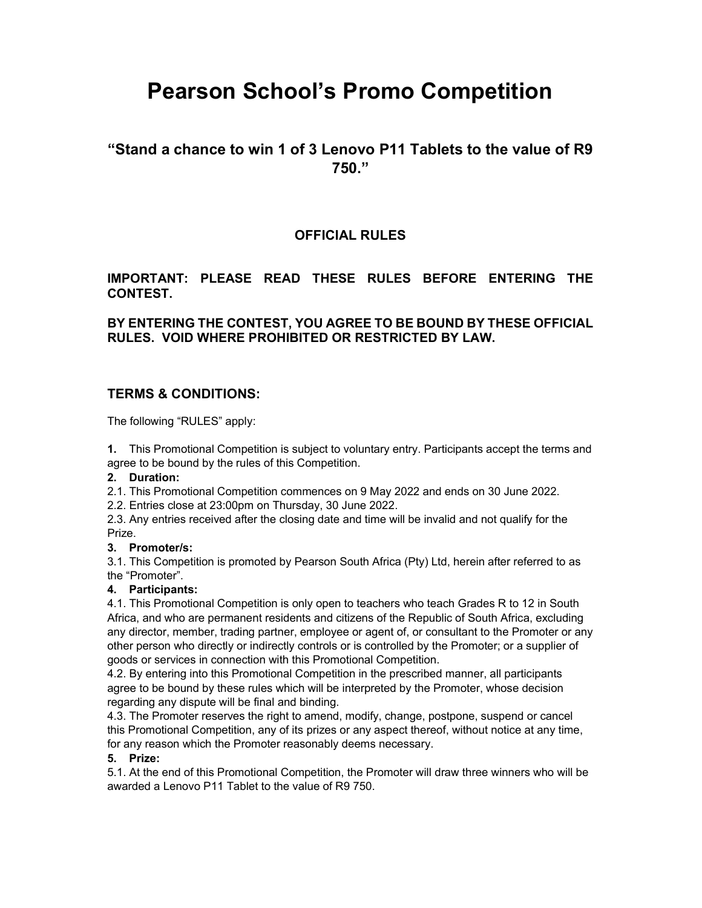# Pearson School's Promo Competition

## "Stand a chance to win 1 of 3 Lenovo P11 Tablets to the value of R9 750."

### OFFICIAL RULES

**IMPORTANT: PLEASE READ THESE RULES BEFORE ENTERING THE CONTEST.**

**BY ENTERING THE CONTEST, YOU AGREE TO BE BOUND BY THESE OFFICIAL RULES. VOID WHERE PROHIBITED OR RESTRICTED BY LAW.**

### TERMS & CONDITIONS:

The following "RULES" apply:

**1.** This Promotional Competition is subject to voluntary entry. Participants accept the terms and agree to be bound by the rules of this Competition.

**2. Duration:**

2.1. This Promotional Competition commences on 9 May 2022 and ends on 30 June 2022.

2.2. Entries close at 23:00pm on Thursday, 30 June 2022.

2.3. Any entries received after the closing date and time will be invalid and not qualify for the Prize.

**3. Promoter/s:**

3.1. This Competition is promoted by Pearson South Africa (Pty) Ltd, herein after referred to as the "Promoter".

**4. Participants:**

4.1. This Promotional Competition is only open to teachers who teach Grades R to 12 in South Africa, and who are permanent residents and citizens of the Republic of South Africa, excluding any director, member, trading partner, employee or agent of, or consultant to the Promoter or any other person who directly or indirectly controls or is controlled by the Promoter; or a supplier of goods or services in connection with this Promotional Competition.

4.2. By entering into this Promotional Competition in the prescribed manner, all participants agree to be bound by these rules which will be interpreted by the Promoter, whose decision regarding any dispute will be final and binding.

4.3. The Promoter reserves the right to amend, modify, change, postpone, suspend or cancel this Promotional Competition, any of its prizes or any aspect thereof, without notice at any time, for any reason which the Promoter reasonably deems necessary.

**5. Prize:**

5.1. At the end of this Promotional Competition, the Promoter will draw three winners who will be awarded a Lenovo P11 Tablet to the value of R9 750.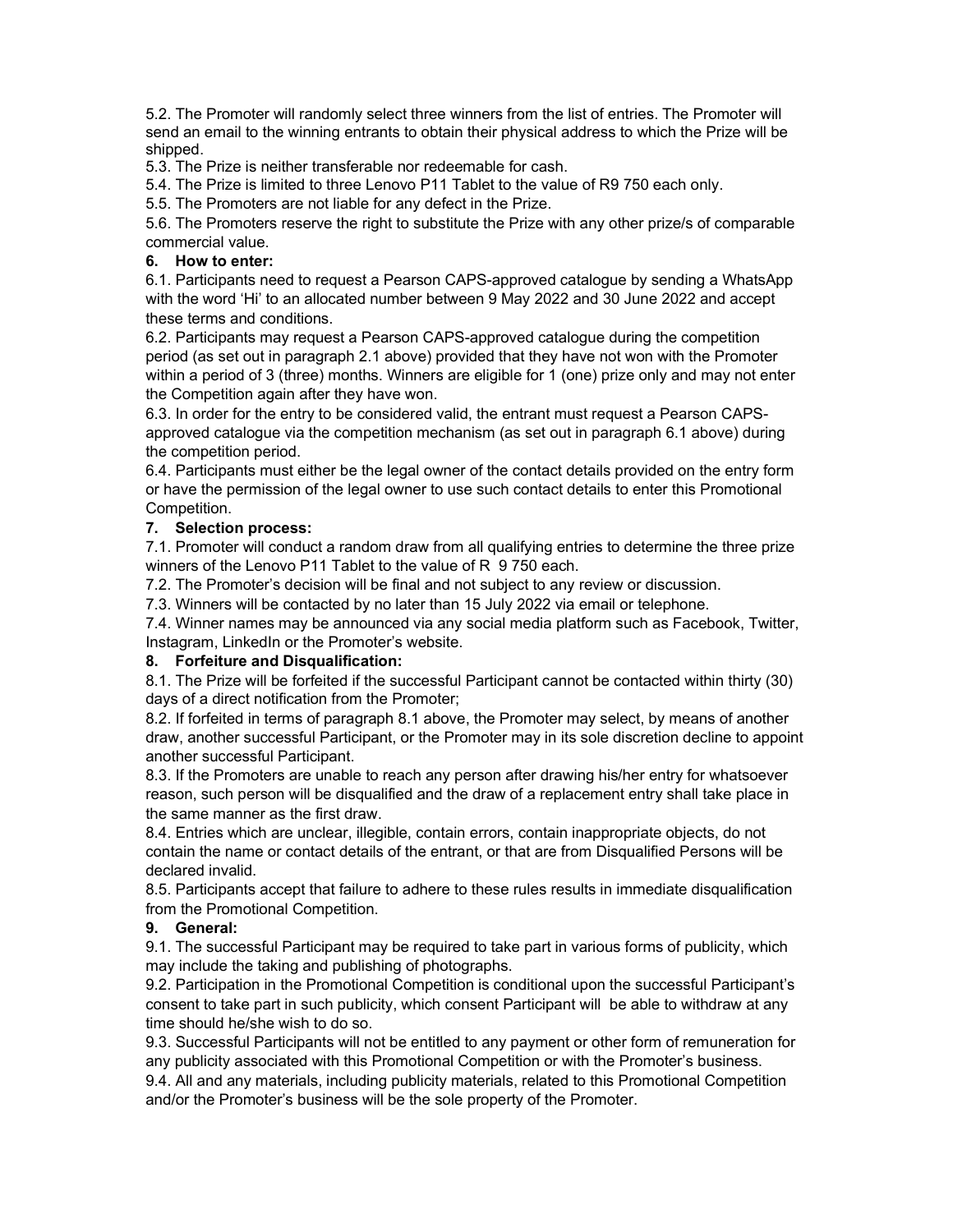5.2. The Promoter will randomly select three winners from the list of entries. The Promoter will send an email to the winning entrants to obtain their physical address to which the Prize will be shipped.

5.3. The Prize is neither transferable nor redeemable for cash.

5.4. The Prize is limited to three Lenovo P11 Tablet to the value of R9 750 each only.

5.5. The Promoters are not liable for any defect in the Prize.

5.6. The Promoters reserve the right to substitute the Prize with any other prize/s of comparable commercial value.

**6. How to enter:**

6.1. Participants need to request a Pearson CAPS-approved catalogue by sending a WhatsApp with the word 'Hi' to an allocated number between 9 May 2022 and 30 June 2022 and accept these terms and conditions.

6.2. Participants may request a Pearson CAPS-approved catalogue during the competition period (as set out in paragraph 2.1 above) provided that they have not won with the Promoter within a period of 3 (three) months. Winners are eligible for 1 (one) prize only and may not enter the Competition again after they have won.

6.3. In order for the entry to be considered valid, the entrant must request a Pearson CAPS-approved catalogue via the competition mechanism (as set out in paragraph 6.1 above) during the competition period.

6.4. Participants must either be the legal owner of the contact details provided on the entry form or have the permission of the legal owner to use such contact details to enter this Promotional Competition.

**7. Selection process:**

7.1. Promoter will conduct a random draw from all qualifying entries to determine the three prize winners of the Lenovo P11 Tablet to the value of R 9 750 each.

7.2. The Promoter's decision will be final and not subject to any review or discussion.

7.3. Winners will be contacted by no later than 15 July 2022 via email or telephone.

7.4. Winner names may be announced via any social media platform such as Facebook, Twitter, Instagram, LinkedIn or the Promoter's website.

**8. Forfeiture and Disqualification:**

8.1. The Prize will be forfeited if the successful Participant cannot be contacted within thirty (30) days of a direct notification from the Promoter;

8.2. If forfeited in terms of paragraph 8.1 above, the Promoter may select, by means of another draw, another successful Participant, or the Promoter may in its sole discretion decline to appoint another successful Participant.

8.3. If the Promoters are unable to reach any person after drawing his/her entry for whatsoever reason, such person will be disqualified and the draw of a replacement entry shall take place in the same manner as the first draw.

8.4. Entries which are unclear, illegible, contain errors, contain inappropriate objects, do not contain the name or contact details of the entrant, or that are from Disqualified Persons will be declared invalid.

8.5. Participants accept that failure to adhere to these rules results in immediate disqualification from the Promotional Competition.

**9. General:**

9.1. The successful Participant may be required to take part in various forms of publicity, which may include the taking and publishing of photographs.

9.2. Participation in the Promotional Competition is conditional upon the successful Participant's consent to take part in such publicity, which consent Participant will be able to withdraw at any time should he/she wish to do so.

9.3. Successful Participants will not be entitled to any payment or other form of remuneration for any publicity associated with this Promotional Competition or with the Promoter's business.

9.4. All and any materials, including publicity materials, related to this Promotional Competition and/or the Promoter's business will be the sole property of the Promoter.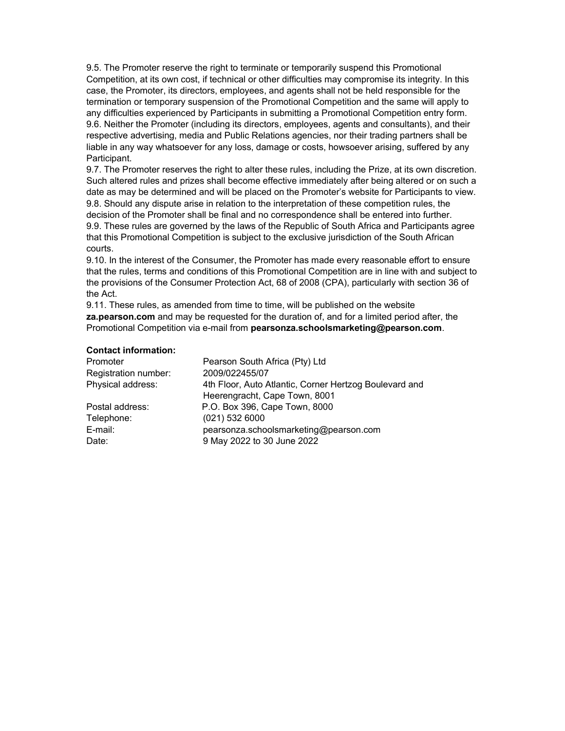9.5. The Promoter reserve the right to terminate or temporarily suspend this Promotional Competition, at its own cost, if technical or other difficulties may compromise its integrity. In this case, the Promoter, its directors, employees, and agents shall not be held responsible for the termination or temporary suspension of the Promotional Competition and the same will apply to any difficulties experienced by Participants in submitting a Promotional Competition entry form.

9.6. Neither the Promoter (including its directors, employees, agents and consultants), and their respective advertising, media and Public Relations agencies, nor their trading partners shall be liable in any way whatsoever for any loss, damage or costs, howsoever arising, suffered by any Participant.

9.7. The Promoter reserves the right to alter these rules, including the Prize, at its own discretion. Such altered rules and prizes shall become effective immediately after being altered or on such a date as may be determined and will be placed on the Promoter's website for Participants to view.

9.8. Should any dispute arise in relation to the interpretation of these competition rules, the decision of the Promoter shall be final and no correspondence shall be entered into further.

9.9. These rules are governed by the laws of the Republic of South Africa and Participants agree that this Promotional Competition is subject to the exclusive jurisdiction of the South African courts.

9.10. In the interest of the Consumer, the Promoter has made every reasonable effort to ensure that the rules, terms and conditions of this Promotional Competition are in line with and subject to the provisions of the Consumer Protection Act, 68 of 2008 (CPA), particularly with section 36 of the Act.

9.11. These rules, as amended from time to time, will be published on the website **za.pearson.com** and may be requested for the duration of, and for a limited period after, the Promotional Competition via e-mail from **pearsonza.schoolsmarketing@pearson.com**.

**Contact information:**

| | |
|---|---|
| Promoter | Pearson South Africa (Pty) Ltd |
| Registration number: | 2009/022455/07 |
| Physical address: | 4th Floor, Auto Atlantic, Corner Hertzog Boulevard and Heerengracht, Cape Town, 8001 |
| Postal address: | P.O. Box 396, Cape Town, 8000 |
| Telephone: | (021) 532 6000 |
| E-mail: | pearsonza.schoolsmarketing@pearson.com |
| Date: | 9 May 2022 to 30 June 2022 |